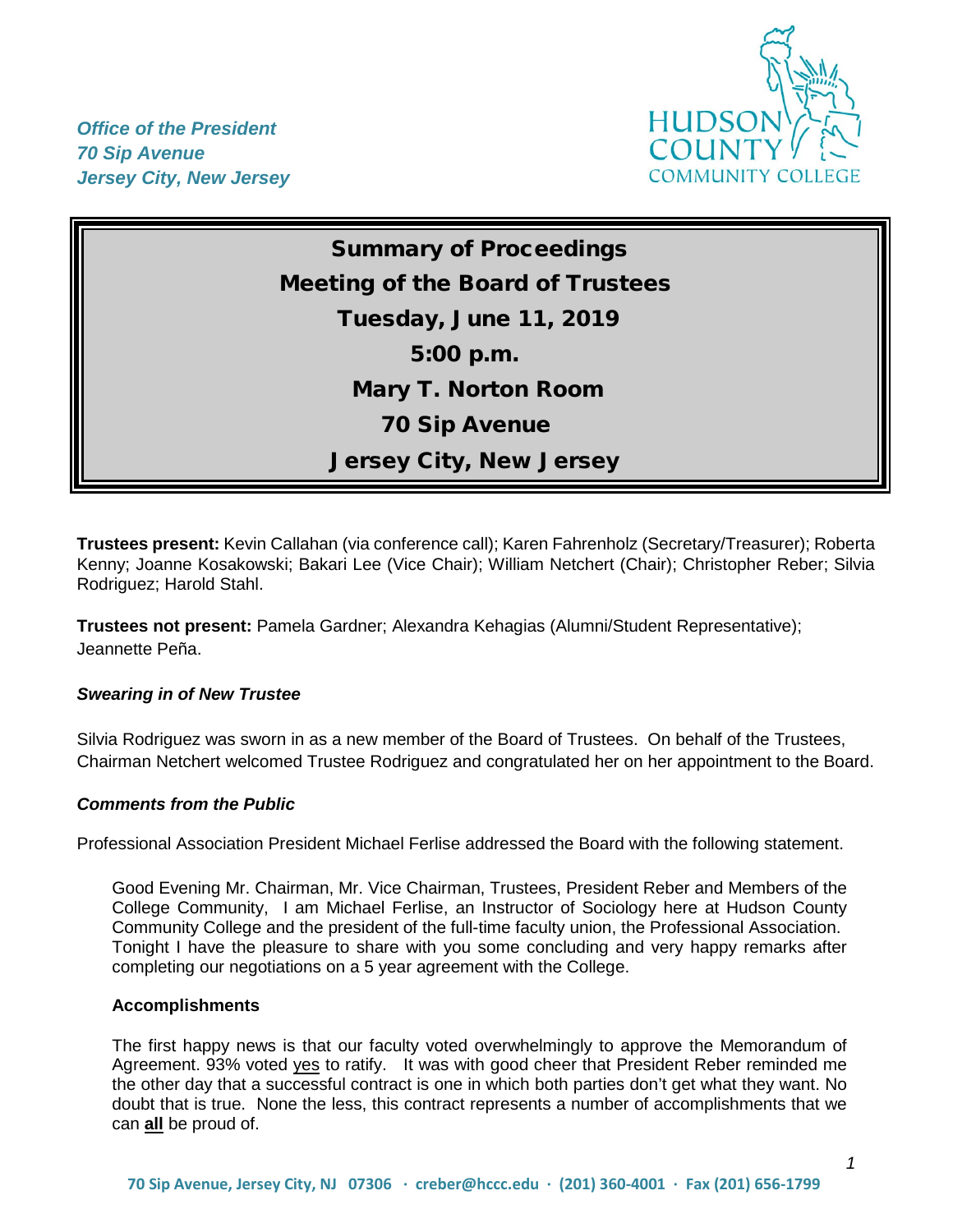*Office of the President*
*70 Sip Avenue*
*Jersey City, New Jersey*

HUDSON COUNTY COMMUNITY COLLEGE

# Summary of Proceedings
## Meeting of the Board of Trustees
## Tuesday, June 11, 2019
## 5:00 p.m.
## Mary T. Norton Room
## 70 Sip Avenue
## Jersey City, New Jersey

**Trustees present:** Kevin Callahan (via conference call); Karen Fahrenholz (Secretary/Treasurer); Roberta Kenny; Joanne Kosakowski; Bakari Lee (Vice Chair); William Netchert (Chair); Christopher Reber; Silvia Rodriguez; Harold Stahl.

**Trustees not present:** Pamela Gardner; Alexandra Kehagias (Alumni/Student Representative); Jeannette Peña.

***Swearing in of New Trustee***

Silvia Rodriguez was sworn in as a new member of the Board of Trustees. On behalf of the Trustees, Chairman Netchert welcomed Trustee Rodriguez and congratulated her on her appointment to the Board.

***Comments from the Public***

Professional Association President Michael Ferlise addressed the Board with the following statement.

> Good Evening Mr. Chairman, Mr. Vice Chairman, Trustees, President Reber and Members of the College Community, I am Michael Ferlise, an Instructor of Sociology here at Hudson County Community College and the president of the full-time faculty union, the Professional Association. Tonight I have the pleasure to share with you some concluding and very happy remarks after completing our negotiations on a 5 year agreement with the College.
>
> **Accomplishments**
>
> The first happy news is that our faculty voted overwhelmingly to approve the Memorandum of Agreement. 93% voted yes to ratify. It was with good cheer that President Reber reminded me the other day that a successful contract is one in which both parties don't get what they want. No doubt that is true. None the less, this contract represents a number of accomplishments that we can **all** be proud of.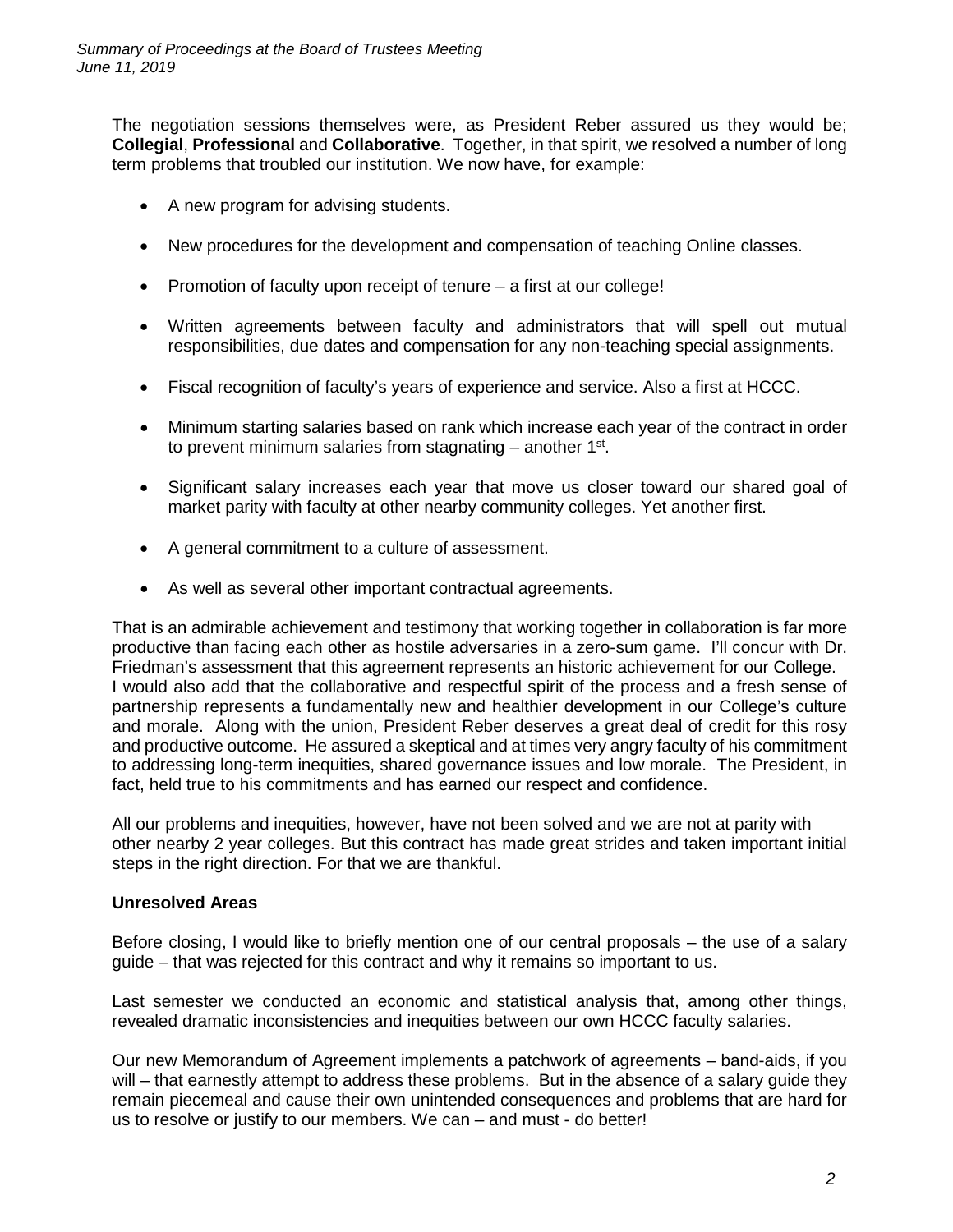The negotiation sessions themselves were, as President Reber assured us they would be; **Collegial**, **Professional** and **Collaborative**. Together, in that spirit, we resolved a number of long term problems that troubled our institution. We now have, for example:

- A new program for advising students.
- New procedures for the development and compensation of teaching Online classes.
- Promotion of faculty upon receipt of tenure – a first at our college!
- Written agreements between faculty and administrators that will spell out mutual responsibilities, due dates and compensation for any non-teaching special assignments.
- Fiscal recognition of faculty's years of experience and service. Also a first at HCCC.
- Minimum starting salaries based on rank which increase each year of the contract in order to prevent minimum salaries from stagnating – another 1st.
- Significant salary increases each year that move us closer toward our shared goal of market parity with faculty at other nearby community colleges. Yet another first.
- A general commitment to a culture of assessment.
- As well as several other important contractual agreements.

That is an admirable achievement and testimony that working together in collaboration is far more productive than facing each other as hostile adversaries in a zero-sum game. I'll concur with Dr. Friedman's assessment that this agreement represents an historic achievement for our College. I would also add that the collaborative and respectful spirit of the process and a fresh sense of partnership represents a fundamentally new and healthier development in our College's culture and morale. Along with the union, President Reber deserves a great deal of credit for this rosy and productive outcome. He assured a skeptical and at times very angry faculty of his commitment to addressing long-term inequities, shared governance issues and low morale. The President, in fact, held true to his commitments and has earned our respect and confidence.

All our problems and inequities, however, have not been solved and we are not at parity with other nearby 2 year colleges. But this contract has made great strides and taken important initial steps in the right direction. For that we are thankful.

**Unresolved Areas**

Before closing, I would like to briefly mention one of our central proposals – the use of a salary guide – that was rejected for this contract and why it remains so important to us.

Last semester we conducted an economic and statistical analysis that, among other things, revealed dramatic inconsistencies and inequities between our own HCCC faculty salaries.

Our new Memorandum of Agreement implements a patchwork of agreements – band-aids, if you will – that earnestly attempt to address these problems. But in the absence of a salary guide they remain piecemeal and cause their own unintended consequences and problems that are hard for us to resolve or justify to our members. We can – and must - do better!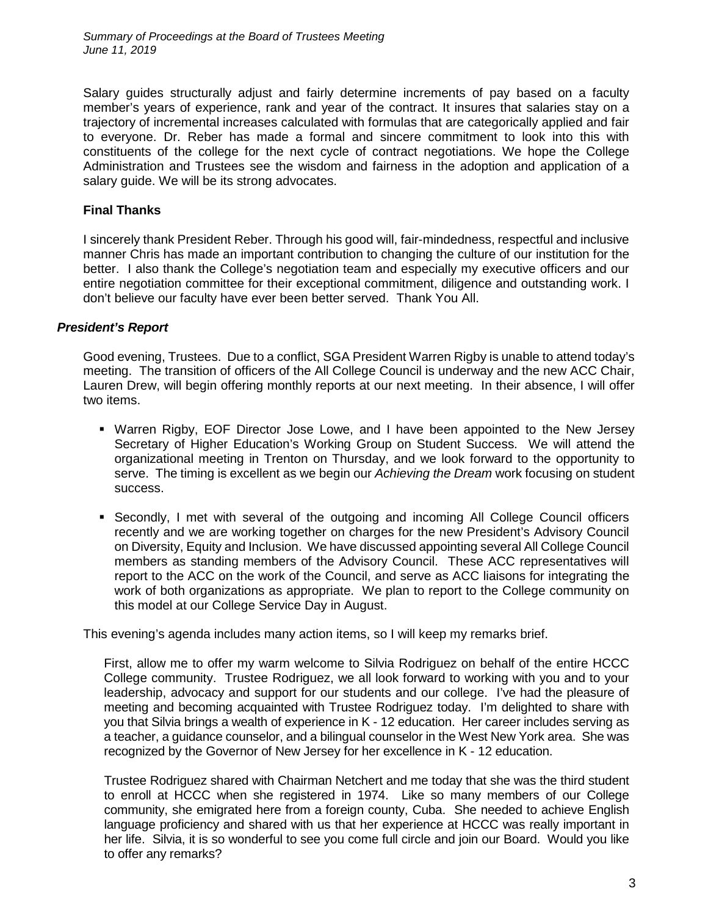Salary guides structurally adjust and fairly determine increments of pay based on a faculty member's years of experience, rank and year of the contract. It insures that salaries stay on a trajectory of incremental increases calculated with formulas that are categorically applied and fair to everyone. Dr. Reber has made a formal and sincere commitment to look into this with constituents of the college for the next cycle of contract negotiations. We hope the College Administration and Trustees see the wisdom and fairness in the adoption and application of a salary guide. We will be its strong advocates.

**Final Thanks**

I sincerely thank President Reber. Through his good will, fair-mindedness, respectful and inclusive manner Chris has made an important contribution to changing the culture of our institution for the better. I also thank the College's negotiation team and especially my executive officers and our entire negotiation committee for their exceptional commitment, diligence and outstanding work. I don't believe our faculty have ever been better served. Thank You All.

***President's Report***

Good evening, Trustees. Due to a conflict, SGA President Warren Rigby is unable to attend today's meeting. The transition of officers of the All College Council is underway and the new ACC Chair, Lauren Drew, will begin offering monthly reports at our next meeting. In their absence, I will offer two items.

- Warren Rigby, EOF Director Jose Lowe, and I have been appointed to the New Jersey Secretary of Higher Education's Working Group on Student Success. We will attend the organizational meeting in Trenton on Thursday, and we look forward to the opportunity to serve. The timing is excellent as we begin our *Achieving the Dream* work focusing on student success.
- Secondly, I met with several of the outgoing and incoming All College Council officers recently and we are working together on charges for the new President's Advisory Council on Diversity, Equity and Inclusion. We have discussed appointing several All College Council members as standing members of the Advisory Council. These ACC representatives will report to the ACC on the work of the Council, and serve as ACC liaisons for integrating the work of both organizations as appropriate. We plan to report to the College community on this model at our College Service Day in August.

This evening's agenda includes many action items, so I will keep my remarks brief.

First, allow me to offer my warm welcome to Silvia Rodriguez on behalf of the entire HCCC College community. Trustee Rodriguez, we all look forward to working with you and to your leadership, advocacy and support for our students and our college. I've had the pleasure of meeting and becoming acquainted with Trustee Rodriguez today. I'm delighted to share with you that Silvia brings a wealth of experience in K - 12 education. Her career includes serving as a teacher, a guidance counselor, and a bilingual counselor in the West New York area. She was recognized by the Governor of New Jersey for her excellence in K - 12 education.

Trustee Rodriguez shared with Chairman Netchert and me today that she was the third student to enroll at HCCC when she registered in 1974. Like so many members of our College community, she emigrated here from a foreign county, Cuba. She needed to achieve English language proficiency and shared with us that her experience at HCCC was really important in her life. Silvia, it is so wonderful to see you come full circle and join our Board. Would you like to offer any remarks?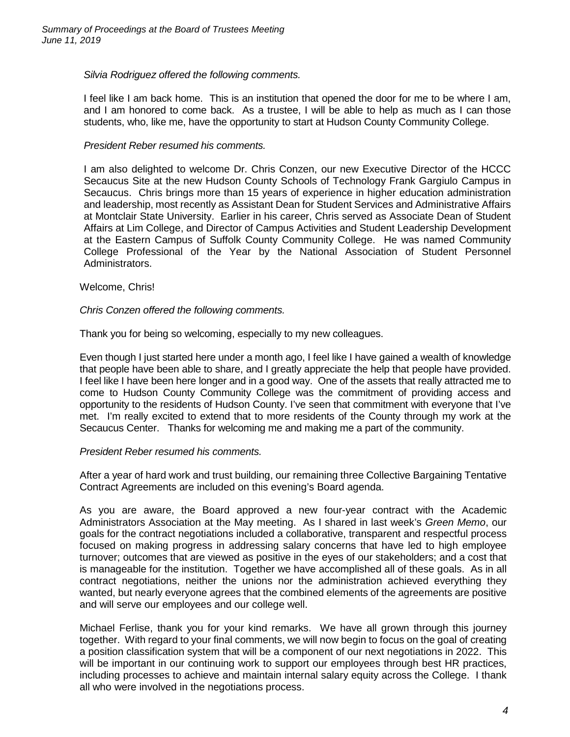*Silvia Rodriguez offered the following comments.*

I feel like I am back home. This is an institution that opened the door for me to be where I am, and I am honored to come back. As a trustee, I will be able to help as much as I can those students, who, like me, have the opportunity to start at Hudson County Community College.

*President Reber resumed his comments.*

I am also delighted to welcome Dr. Chris Conzen, our new Executive Director of the HCCC Secaucus Site at the new Hudson County Schools of Technology Frank Gargiulo Campus in Secaucus. Chris brings more than 15 years of experience in higher education administration and leadership, most recently as Assistant Dean for Student Services and Administrative Affairs at Montclair State University. Earlier in his career, Chris served as Associate Dean of Student Affairs at Lim College, and Director of Campus Activities and Student Leadership Development at the Eastern Campus of Suffolk County Community College. He was named Community College Professional of the Year by the National Association of Student Personnel Administrators.

Welcome, Chris!

*Chris Conzen offered the following comments.*

Thank you for being so welcoming, especially to my new colleagues.

Even though I just started here under a month ago, I feel like I have gained a wealth of knowledge that people have been able to share, and I greatly appreciate the help that people have provided. I feel like I have been here longer and in a good way. One of the assets that really attracted me to come to Hudson County Community College was the commitment of providing access and opportunity to the residents of Hudson County. I've seen that commitment with everyone that I've met. I'm really excited to extend that to more residents of the County through my work at the Secaucus Center. Thanks for welcoming me and making me a part of the community.

*President Reber resumed his comments.*

After a year of hard work and trust building, our remaining three Collective Bargaining Tentative Contract Agreements are included on this evening's Board agenda.

As you are aware, the Board approved a new four-year contract with the Academic Administrators Association at the May meeting. As I shared in last week's *Green Memo*, our goals for the contract negotiations included a collaborative, transparent and respectful process focused on making progress in addressing salary concerns that have led to high employee turnover; outcomes that are viewed as positive in the eyes of our stakeholders; and a cost that is manageable for the institution. Together we have accomplished all of these goals. As in all contract negotiations, neither the unions nor the administration achieved everything they wanted, but nearly everyone agrees that the combined elements of the agreements are positive and will serve our employees and our college well.

Michael Ferlise, thank you for your kind remarks. We have all grown through this journey together. With regard to your final comments, we will now begin to focus on the goal of creating a position classification system that will be a component of our next negotiations in 2022. This will be important in our continuing work to support our employees through best HR practices, including processes to achieve and maintain internal salary equity across the College. I thank all who were involved in the negotiations process.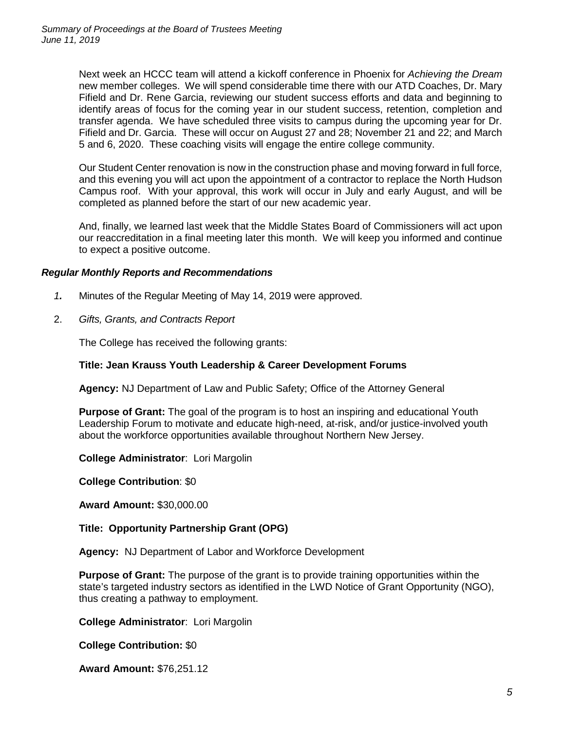Next week an HCCC team will attend a kickoff conference in Phoenix for *Achieving the Dream* new member colleges. We will spend considerable time there with our ATD Coaches, Dr. Mary Fifield and Dr. Rene Garcia, reviewing our student success efforts and data and beginning to identify areas of focus for the coming year in our student success, retention, completion and transfer agenda. We have scheduled three visits to campus during the upcoming year for Dr. Fifield and Dr. Garcia. These will occur on August 27 and 28; November 21 and 22; and March 5 and 6, 2020. These coaching visits will engage the entire college community.

Our Student Center renovation is now in the construction phase and moving forward in full force, and this evening you will act upon the appointment of a contractor to replace the North Hudson Campus roof. With your approval, this work will occur in July and early August, and will be completed as planned before the start of our new academic year.

And, finally, we learned last week that the Middle States Board of Commissioners will act upon our reaccreditation in a final meeting later this month. We will keep you informed and continue to expect a positive outcome.

### *Regular Monthly Reports and Recommendations*

1. Minutes of the Regular Meeting of May 14, 2019 were approved.

2. *Gifts, Grants, and Contracts Report*

   The College has received the following grants:

   **Title: Jean Krauss Youth Leadership & Career Development Forums**

   **Agency:** NJ Department of Law and Public Safety; Office of the Attorney General

   **Purpose of Grant:** The goal of the program is to host an inspiring and educational Youth Leadership Forum to motivate and educate high-need, at-risk, and/or justice-involved youth about the workforce opportunities available throughout Northern New Jersey.

   **College Administrator**: Lori Margolin

   **College Contribution**: $0

   **Award Amount:** $30,000.00

   **Title: Opportunity Partnership Grant (OPG)**

   **Agency:** NJ Department of Labor and Workforce Development

   **Purpose of Grant:** The purpose of the grant is to provide training opportunities within the state's targeted industry sectors as identified in the LWD Notice of Grant Opportunity (NGO), thus creating a pathway to employment.

   **College Administrator**: Lori Margolin

   **College Contribution:** $0

   **Award Amount:** $76,251.12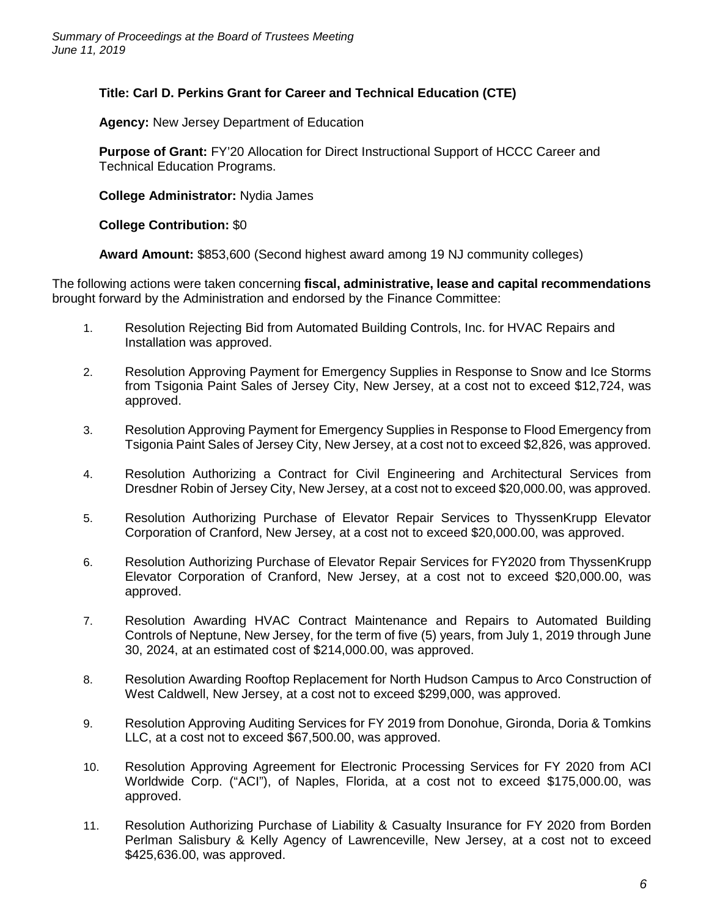**Title: Carl D. Perkins Grant for Career and Technical Education (CTE)**

**Agency:** New Jersey Department of Education

**Purpose of Grant:** FY'20 Allocation for Direct Instructional Support of HCCC Career and Technical Education Programs.

**College Administrator:** Nydia James

**College Contribution:** $0

**Award Amount:** $853,600 (Second highest award among 19 NJ community colleges)

The following actions were taken concerning **fiscal, administrative, lease and capital recommendations** brought forward by the Administration and endorsed by the Finance Committee:

1. Resolution Rejecting Bid from Automated Building Controls, Inc. for HVAC Repairs and Installation was approved.

2. Resolution Approving Payment for Emergency Supplies in Response to Snow and Ice Storms from Tsigonia Paint Sales of Jersey City, New Jersey, at a cost not to exceed $12,724, was approved.

3. Resolution Approving Payment for Emergency Supplies in Response to Flood Emergency from Tsigonia Paint Sales of Jersey City, New Jersey, at a cost not to exceed $2,826, was approved.

4. Resolution Authorizing a Contract for Civil Engineering and Architectural Services from Dresdner Robin of Jersey City, New Jersey, at a cost not to exceed $20,000.00, was approved.

5. Resolution Authorizing Purchase of Elevator Repair Services to ThyssenKrupp Elevator Corporation of Cranford, New Jersey, at a cost not to exceed $20,000.00, was approved.

6. Resolution Authorizing Purchase of Elevator Repair Services for FY2020 from ThyssenKrupp Elevator Corporation of Cranford, New Jersey, at a cost not to exceed $20,000.00, was approved.

7. Resolution Awarding HVAC Contract Maintenance and Repairs to Automated Building Controls of Neptune, New Jersey, for the term of five (5) years, from July 1, 2019 through June 30, 2024, at an estimated cost of $214,000.00, was approved.

8. Resolution Awarding Rooftop Replacement for North Hudson Campus to Arco Construction of West Caldwell, New Jersey, at a cost not to exceed $299,000, was approved.

9. Resolution Approving Auditing Services for FY 2019 from Donohue, Gironda, Doria & Tomkins LLC, at a cost not to exceed $67,500.00, was approved.

10. Resolution Approving Agreement for Electronic Processing Services for FY 2020 from ACI Worldwide Corp. ("ACI"), of Naples, Florida, at a cost not to exceed $175,000.00, was approved.

11. Resolution Authorizing Purchase of Liability & Casualty Insurance for FY 2020 from Borden Perlman Salisbury & Kelly Agency of Lawrenceville, New Jersey, at a cost not to exceed $425,636.00, was approved.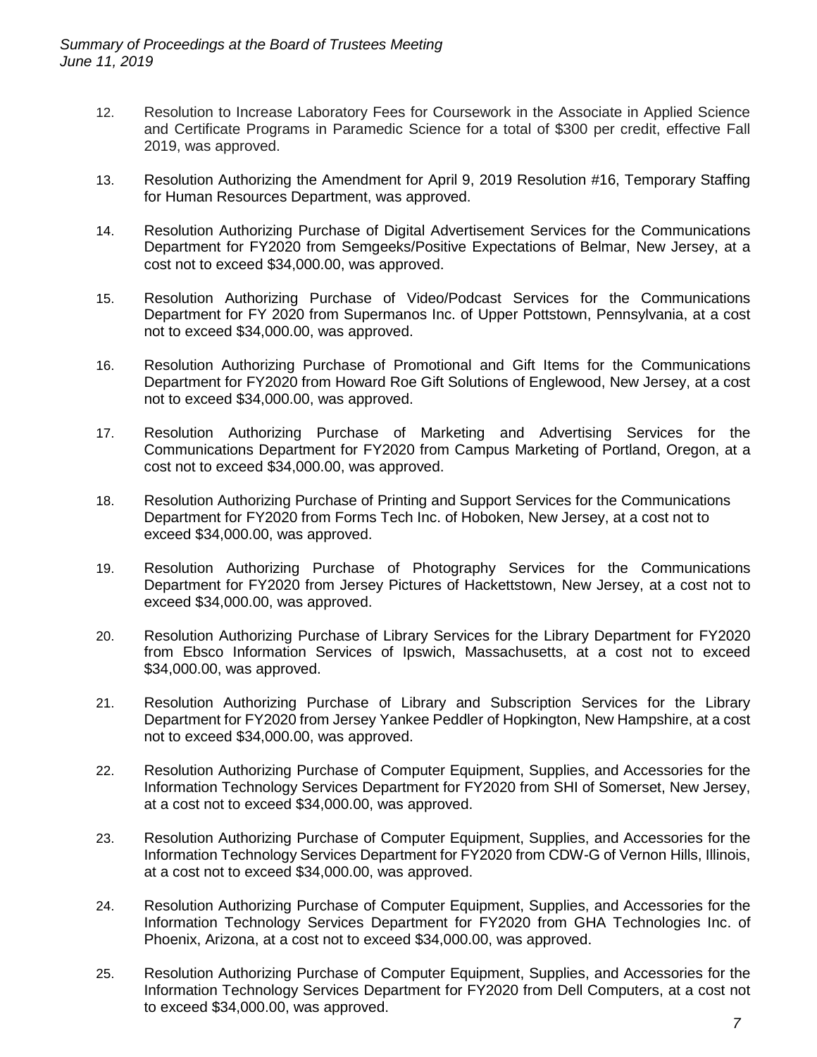12. Resolution to Increase Laboratory Fees for Coursework in the Associate in Applied Science and Certificate Programs in Paramedic Science for a total of $300 per credit, effective Fall 2019, was approved.

13. Resolution Authorizing the Amendment for April 9, 2019 Resolution #16, Temporary Staffing for Human Resources Department, was approved.

14. Resolution Authorizing Purchase of Digital Advertisement Services for the Communications Department for FY2020 from Semgeeks/Positive Expectations of Belmar, New Jersey, at a cost not to exceed $34,000.00, was approved.

15. Resolution Authorizing Purchase of Video/Podcast Services for the Communications Department for FY 2020 from Supermanos Inc. of Upper Pottstown, Pennsylvania, at a cost not to exceed $34,000.00, was approved.

16. Resolution Authorizing Purchase of Promotional and Gift Items for the Communications Department for FY2020 from Howard Roe Gift Solutions of Englewood, New Jersey, at a cost not to exceed $34,000.00, was approved.

17. Resolution Authorizing Purchase of Marketing and Advertising Services for the Communications Department for FY2020 from Campus Marketing of Portland, Oregon, at a cost not to exceed $34,000.00, was approved.

18. Resolution Authorizing Purchase of Printing and Support Services for the Communications Department for FY2020 from Forms Tech Inc. of Hoboken, New Jersey, at a cost not to exceed $34,000.00, was approved.

19. Resolution Authorizing Purchase of Photography Services for the Communications Department for FY2020 from Jersey Pictures of Hackettstown, New Jersey, at a cost not to exceed $34,000.00, was approved.

20. Resolution Authorizing Purchase of Library Services for the Library Department for FY2020 from Ebsco Information Services of Ipswich, Massachusetts, at a cost not to exceed $34,000.00, was approved.

21. Resolution Authorizing Purchase of Library and Subscription Services for the Library Department for FY2020 from Jersey Yankee Peddler of Hopkington, New Hampshire, at a cost not to exceed $34,000.00, was approved.

22. Resolution Authorizing Purchase of Computer Equipment, Supplies, and Accessories for the Information Technology Services Department for FY2020 from SHI of Somerset, New Jersey, at a cost not to exceed $34,000.00, was approved.

23. Resolution Authorizing Purchase of Computer Equipment, Supplies, and Accessories for the Information Technology Services Department for FY2020 from CDW-G of Vernon Hills, Illinois, at a cost not to exceed $34,000.00, was approved.

24. Resolution Authorizing Purchase of Computer Equipment, Supplies, and Accessories for the Information Technology Services Department for FY2020 from GHA Technologies Inc. of Phoenix, Arizona, at a cost not to exceed $34,000.00, was approved.

25. Resolution Authorizing Purchase of Computer Equipment, Supplies, and Accessories for the Information Technology Services Department for FY2020 from Dell Computers, at a cost not to exceed $34,000.00, was approved.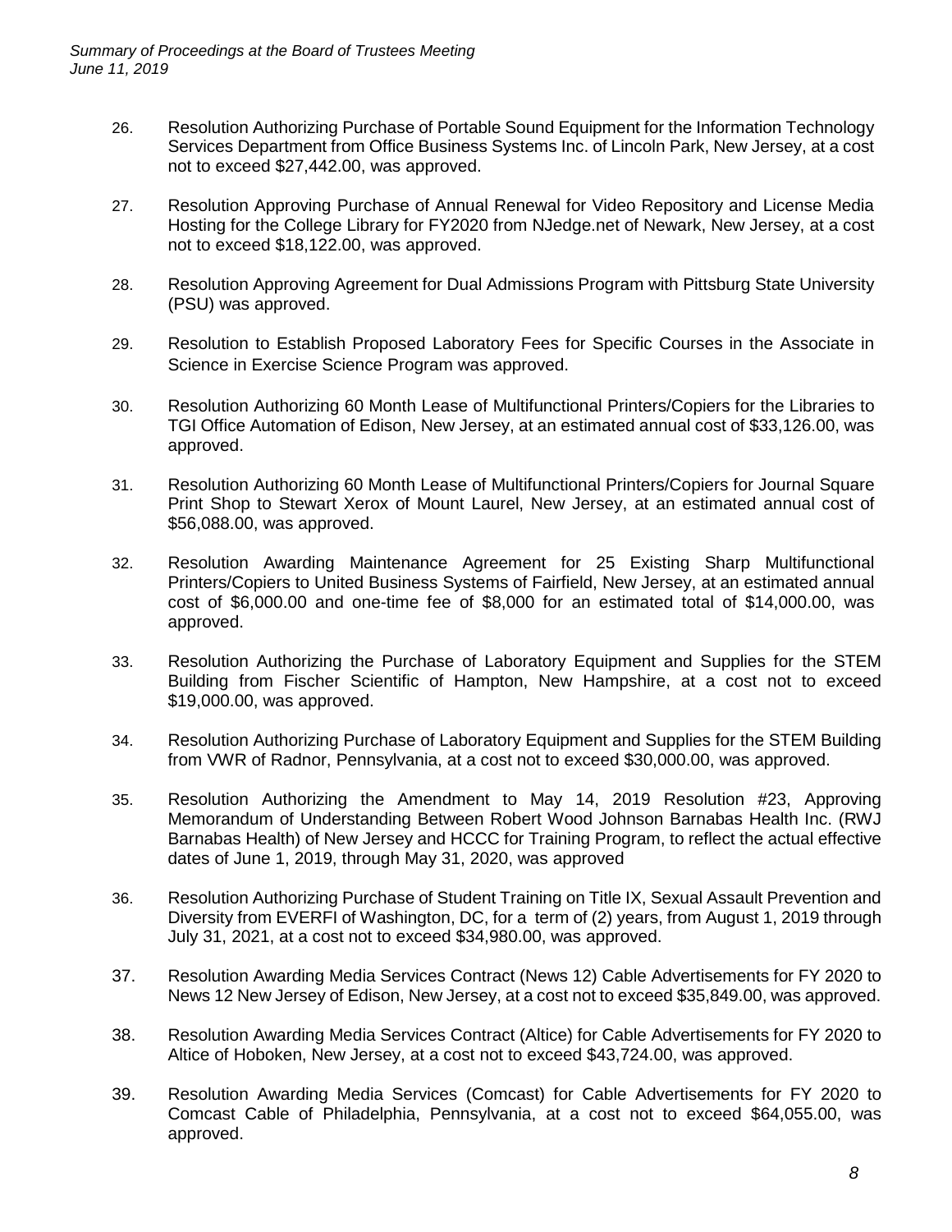26. Resolution Authorizing Purchase of Portable Sound Equipment for the Information Technology Services Department from Office Business Systems Inc. of Lincoln Park, New Jersey, at a cost not to exceed $27,442.00, was approved.

27. Resolution Approving Purchase of Annual Renewal for Video Repository and License Media Hosting for the College Library for FY2020 from NJedge.net of Newark, New Jersey, at a cost not to exceed $18,122.00, was approved.

28. Resolution Approving Agreement for Dual Admissions Program with Pittsburg State University (PSU) was approved.

29. Resolution to Establish Proposed Laboratory Fees for Specific Courses in the Associate in Science in Exercise Science Program was approved.

30. Resolution Authorizing 60 Month Lease of Multifunctional Printers/Copiers for the Libraries to TGI Office Automation of Edison, New Jersey, at an estimated annual cost of $33,126.00, was approved.

31. Resolution Authorizing 60 Month Lease of Multifunctional Printers/Copiers for Journal Square Print Shop to Stewart Xerox of Mount Laurel, New Jersey, at an estimated annual cost of $56,088.00, was approved.

32. Resolution Awarding Maintenance Agreement for 25 Existing Sharp Multifunctional Printers/Copiers to United Business Systems of Fairfield, New Jersey, at an estimated annual cost of $6,000.00 and one-time fee of $8,000 for an estimated total of $14,000.00, was approved.

33. Resolution Authorizing the Purchase of Laboratory Equipment and Supplies for the STEM Building from Fischer Scientific of Hampton, New Hampshire, at a cost not to exceed $19,000.00, was approved.

34. Resolution Authorizing Purchase of Laboratory Equipment and Supplies for the STEM Building from VWR of Radnor, Pennsylvania, at a cost not to exceed $30,000.00, was approved.

35. Resolution Authorizing the Amendment to May 14, 2019 Resolution #23, Approving Memorandum of Understanding Between Robert Wood Johnson Barnabas Health Inc. (RWJ Barnabas Health) of New Jersey and HCCC for Training Program, to reflect the actual effective dates of June 1, 2019, through May 31, 2020, was approved

36. Resolution Authorizing Purchase of Student Training on Title IX, Sexual Assault Prevention and Diversity from EVERFI of Washington, DC, for a term of (2) years, from August 1, 2019 through July 31, 2021, at a cost not to exceed $34,980.00, was approved.

37. Resolution Awarding Media Services Contract (News 12) Cable Advertisements for FY 2020 to News 12 New Jersey of Edison, New Jersey, at a cost not to exceed $35,849.00, was approved.

38. Resolution Awarding Media Services Contract (Altice) for Cable Advertisements for FY 2020 to Altice of Hoboken, New Jersey, at a cost not to exceed $43,724.00, was approved.

39. Resolution Awarding Media Services (Comcast) for Cable Advertisements for FY 2020 to Comcast Cable of Philadelphia, Pennsylvania, at a cost not to exceed $64,055.00, was approved.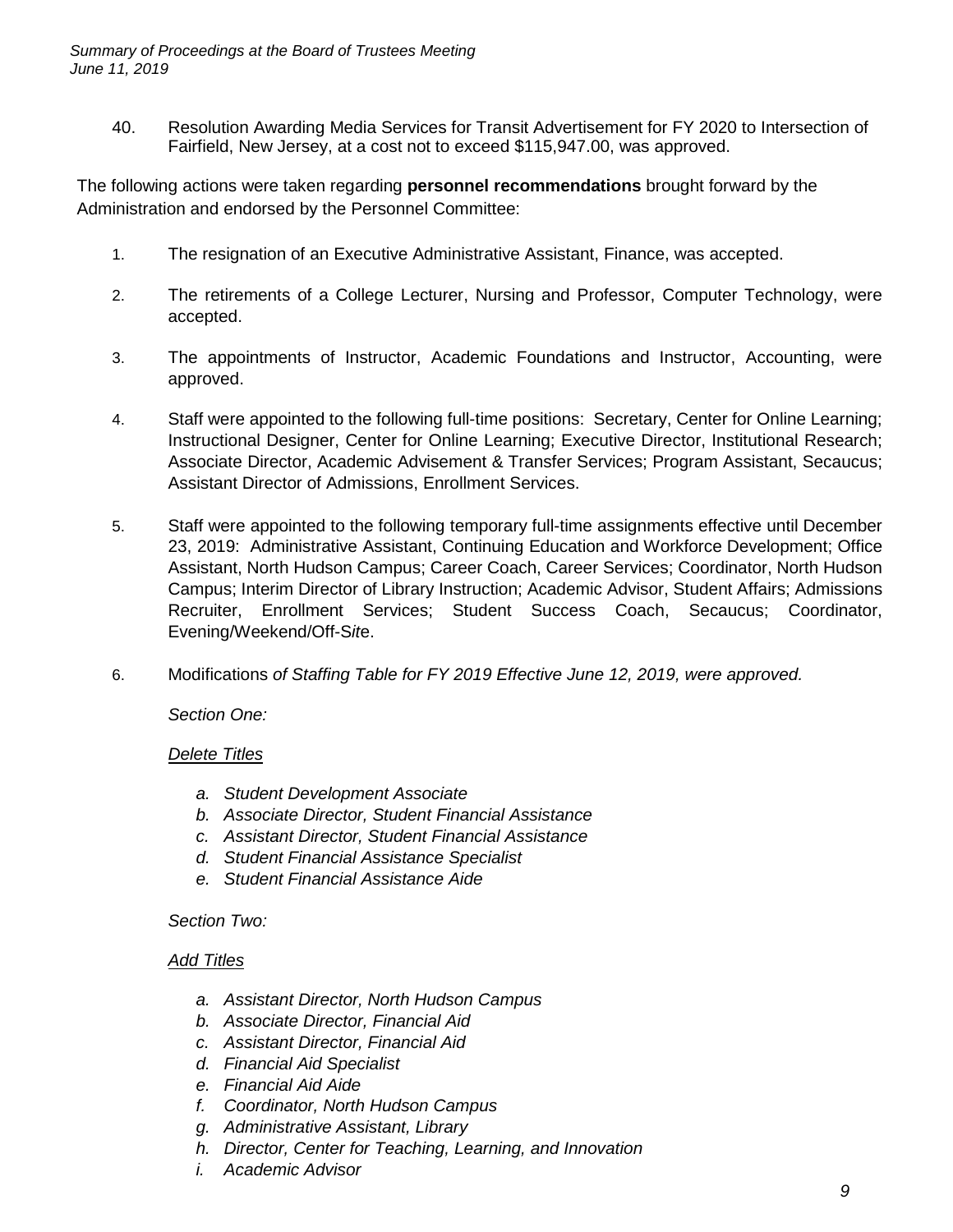40. Resolution Awarding Media Services for Transit Advertisement for FY 2020 to Intersection of Fairfield, New Jersey, at a cost not to exceed $115,947.00, was approved.

The following actions were taken regarding **personnel recommendations** brought forward by the Administration and endorsed by the Personnel Committee:

1. The resignation of an Executive Administrative Assistant, Finance, was accepted.

2. The retirements of a College Lecturer, Nursing and Professor, Computer Technology, were accepted.

3. The appointments of Instructor, Academic Foundations and Instructor, Accounting, were approved.

4. Staff were appointed to the following full-time positions: Secretary, Center for Online Learning; Instructional Designer, Center for Online Learning; Executive Director, Institutional Research; Associate Director, Academic Advisement & Transfer Services; Program Assistant, Secaucus; Assistant Director of Admissions, Enrollment Services.

5. Staff were appointed to the following temporary full-time assignments effective until December 23, 2019: Administrative Assistant, Continuing Education and Workforce Development; Office Assistant, North Hudson Campus; Career Coach, Career Services; Coordinator, North Hudson Campus; Interim Director of Library Instruction; Academic Advisor, Student Affairs; Admissions Recruiter, Enrollment Services; Student Success Coach, Secaucus; Coordinator, Evening/Weekend/Off-Site.

6. Modifications *of Staffing Table for FY 2019 Effective June 12, 2019, were approved.*

   *Section One:*

   *Delete Titles*

   a. *Student Development Associate*
   b. *Associate Director, Student Financial Assistance*
   c. *Assistant Director, Student Financial Assistance*
   d. *Student Financial Assistance Specialist*
   e. *Student Financial Assistance Aide*

   *Section Two:*

   *Add Titles*

   a. *Assistant Director, North Hudson Campus*
   b. *Associate Director, Financial Aid*
   c. *Assistant Director, Financial Aid*
   d. *Financial Aid Specialist*
   e. *Financial Aid Aide*
   f. *Coordinator, North Hudson Campus*
   g. *Administrative Assistant, Library*
   h. *Director, Center for Teaching, Learning, and Innovation*
   i. *Academic Advisor*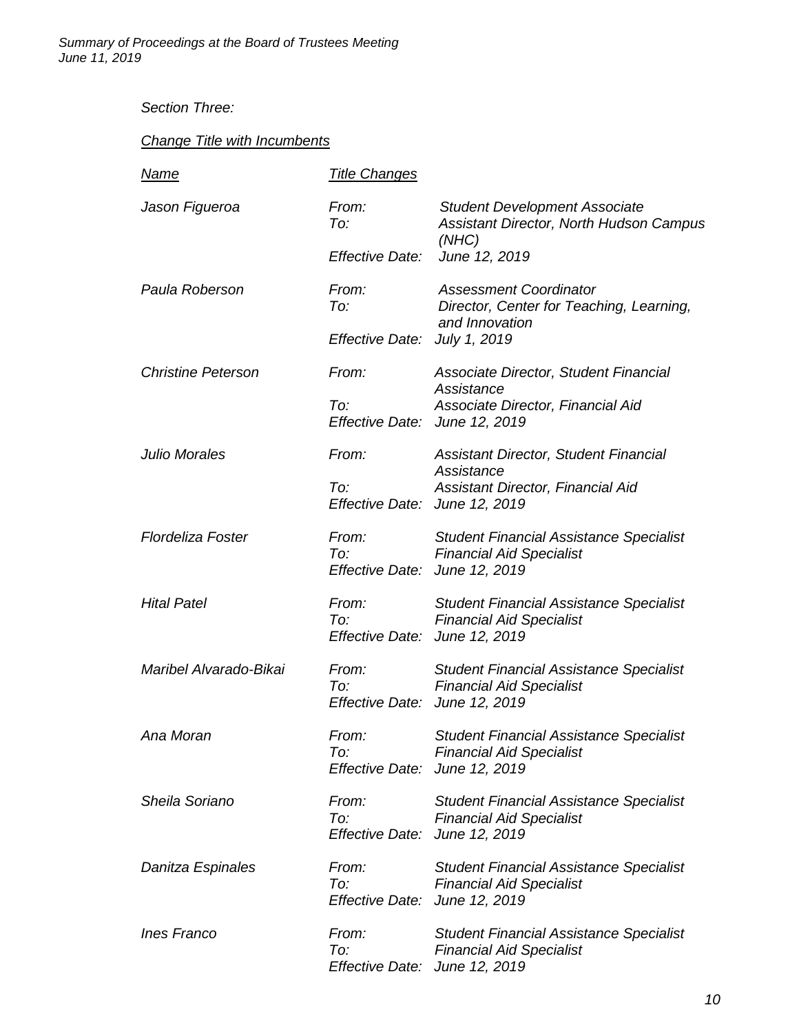*Section Three:*

*Change Title with Incumbents*

| *Name* | *Title Changes* | |
|---|---|---|
| *Jason Figueroa* | *From:* | *Student Development Associate* |
| | *To:* | *Assistant Director, North Hudson Campus (NHC)* |
| | *Effective Date:* | *June 12, 2019* |
| *Paula Roberson* | *From:* | *Assessment Coordinator* |
| | *To:* | *Director, Center for Teaching, Learning, and Innovation* |
| | *Effective Date:* | *July 1, 2019* |
| *Christine Peterson* | *From:* | *Associate Director, Student Financial Assistance* |
| | *To:* | *Associate Director, Financial Aid* |
| | *Effective Date:* | *June 12, 2019* |
| *Julio Morales* | *From:* | *Assistant Director, Student Financial Assistance* |
| | *To:* | *Assistant Director, Financial Aid* |
| | *Effective Date:* | *June 12, 2019* |
| *Flordeliza Foster* | *From:* | *Student Financial Assistance Specialist* |
| | *To:* | *Financial Aid Specialist* |
| | *Effective Date:* | *June 12, 2019* |
| *Hital Patel* | *From:* | *Student Financial Assistance Specialist* |
| | *To:* | *Financial Aid Specialist* |
| | *Effective Date:* | *June 12, 2019* |
| *Maribel Alvarado-Bikai* | *From:* | *Student Financial Assistance Specialist* |
| | *To:* | *Financial Aid Specialist* |
| | *Effective Date:* | *June 12, 2019* |
| *Ana Moran* | *From:* | *Student Financial Assistance Specialist* |
| | *To:* | *Financial Aid Specialist* |
| | *Effective Date:* | *June 12, 2019* |
| *Sheila Soriano* | *From:* | *Student Financial Assistance Specialist* |
| | *To:* | *Financial Aid Specialist* |
| | *Effective Date:* | *June 12, 2019* |
| *Danitza Espinales* | *From:* | *Student Financial Assistance Specialist* |
| | *To:* | *Financial Aid Specialist* |
| | *Effective Date:* | *June 12, 2019* |
| *Ines Franco* | *From:* | *Student Financial Assistance Specialist* |
| | *To:* | *Financial Aid Specialist* |
| | *Effective Date:* | *June 12, 2019* |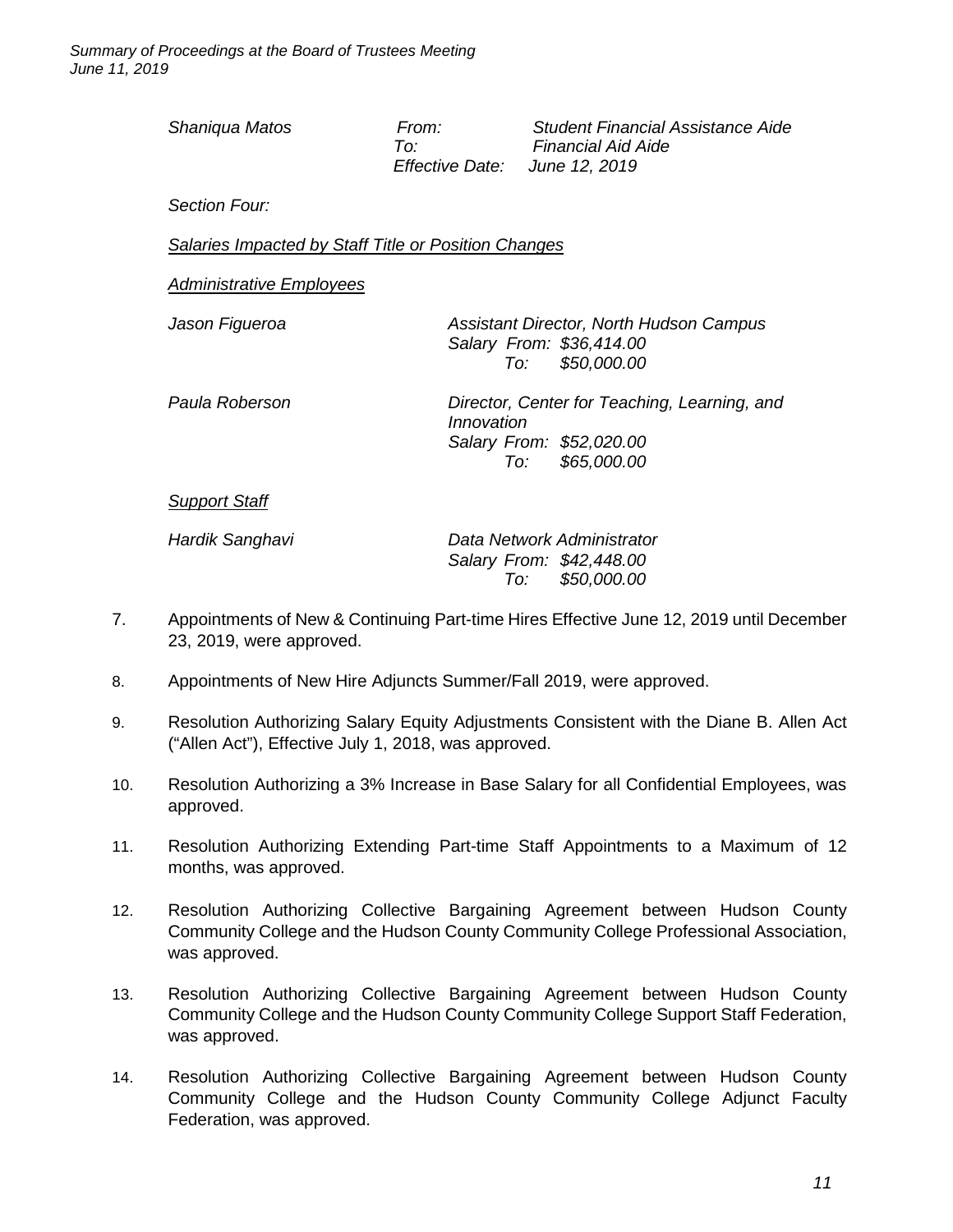*Shaniqua Matos* — *From:* *Student Financial Assistance Aide*
*To:* *Financial Aid Aide*
*Effective Date:* *June 12, 2019*

*Section Four:*

*Salaries Impacted by Staff Title or Position Changes*

*Administrative Employees*

*Jason Figueroa* — *Assistant Director, North Hudson Campus*
*Salary From: $36,414.00*
*To: $50,000.00*

*Paula Roberson* — *Director, Center for Teaching, Learning, and Innovation*
*Salary From: $52,020.00*
*To: $65,000.00*

*Support Staff*

*Hardik Sanghavi* — *Data Network Administrator*
*Salary From: $42,448.00*
*To: $50,000.00*

7. Appointments of New & Continuing Part-time Hires Effective June 12, 2019 until December 23, 2019, were approved.

8. Appointments of New Hire Adjuncts Summer/Fall 2019, were approved.

9. Resolution Authorizing Salary Equity Adjustments Consistent with the Diane B. Allen Act ("Allen Act"), Effective July 1, 2018, was approved.

10. Resolution Authorizing a 3% Increase in Base Salary for all Confidential Employees, was approved.

11. Resolution Authorizing Extending Part-time Staff Appointments to a Maximum of 12 months, was approved.

12. Resolution Authorizing Collective Bargaining Agreement between Hudson County Community College and the Hudson County Community College Professional Association, was approved.

13. Resolution Authorizing Collective Bargaining Agreement between Hudson County Community College and the Hudson County Community College Support Staff Federation, was approved.

14. Resolution Authorizing Collective Bargaining Agreement between Hudson County Community College and the Hudson County Community College Adjunct Faculty Federation, was approved.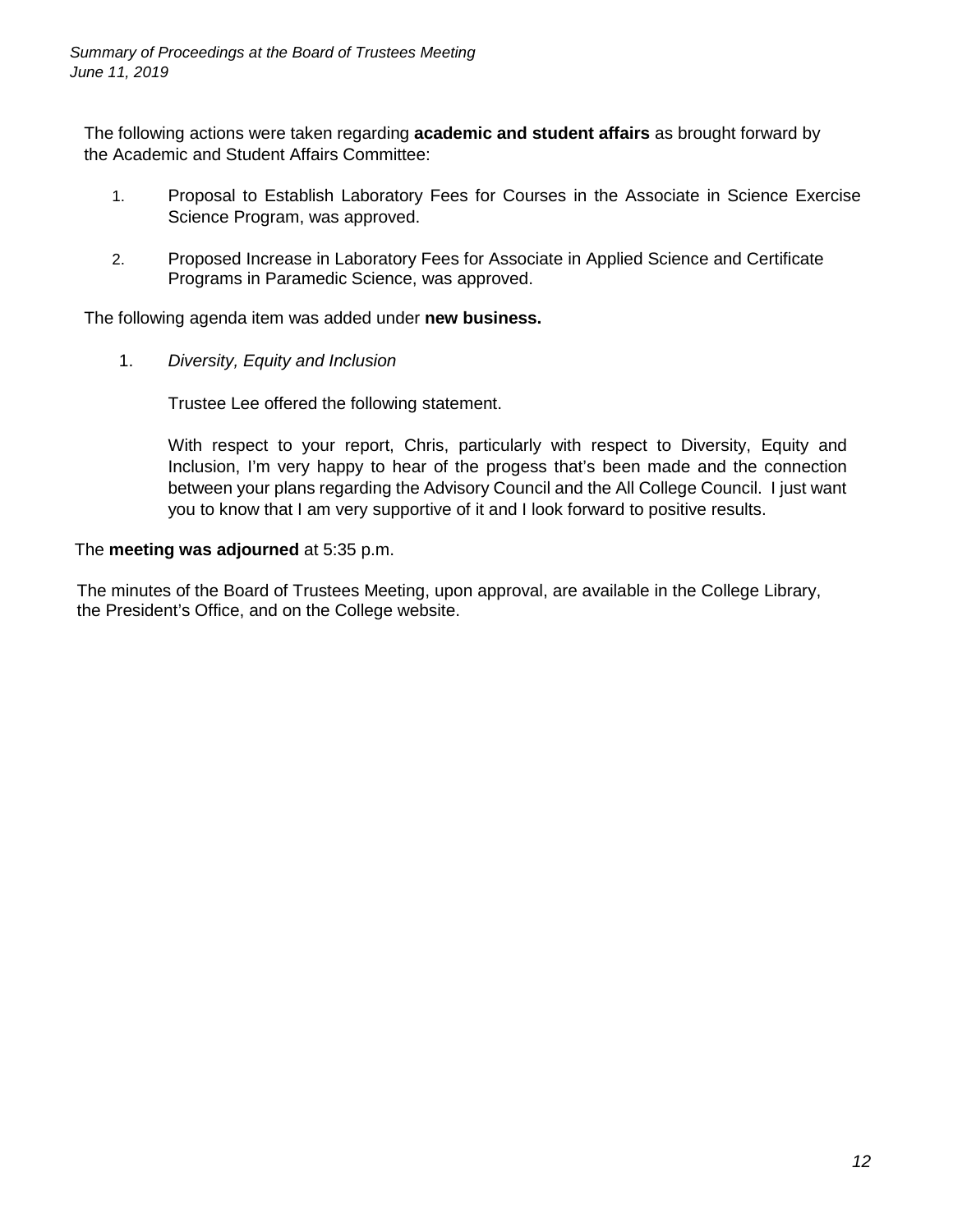The following actions were taken regarding **academic and student affairs** as brought forward by the Academic and Student Affairs Committee:

1. Proposal to Establish Laboratory Fees for Courses in the Associate in Science Exercise Science Program, was approved.

2. Proposed Increase in Laboratory Fees for Associate in Applied Science and Certificate Programs in Paramedic Science, was approved.

The following agenda item was added under **new business.**

1. *Diversity, Equity and Inclusion*

   Trustee Lee offered the following statement.

   With respect to your report, Chris, particularly with respect to Diversity, Equity and Inclusion, I'm very happy to hear of the progess that's been made and the connection between your plans regarding the Advisory Council and the All College Council. I just want you to know that I am very supportive of it and I look forward to positive results.

The **meeting was adjourned** at 5:35 p.m.

The minutes of the Board of Trustees Meeting, upon approval, are available in the College Library, the President's Office, and on the College website.